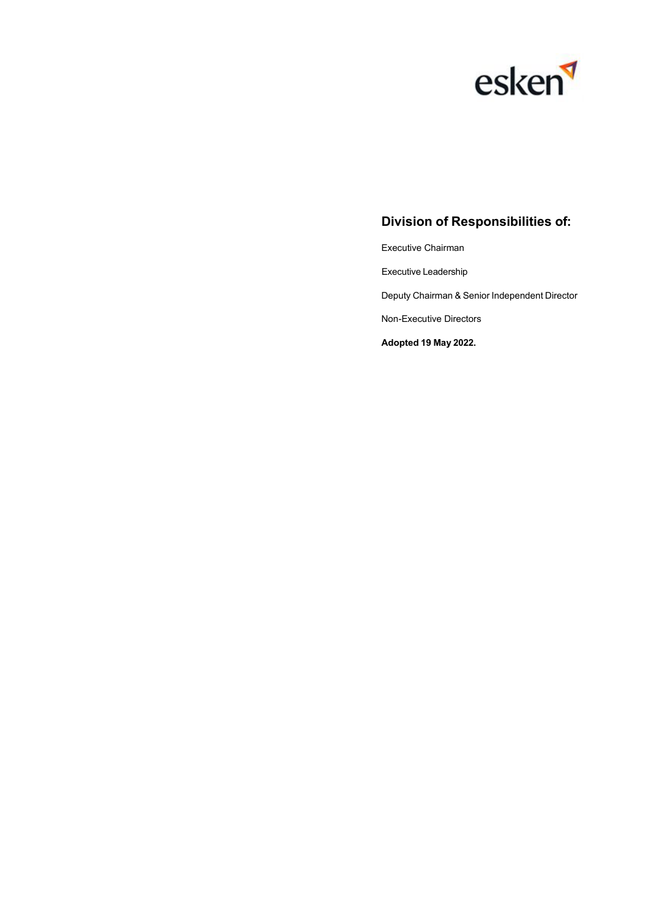esken

## Division of Responsibilities of:

Executive Chairman

Executive Leadership

Deputy Chairman & Senior Independent Director

Non-Executive Directors

**Adopted 19 May 2022.**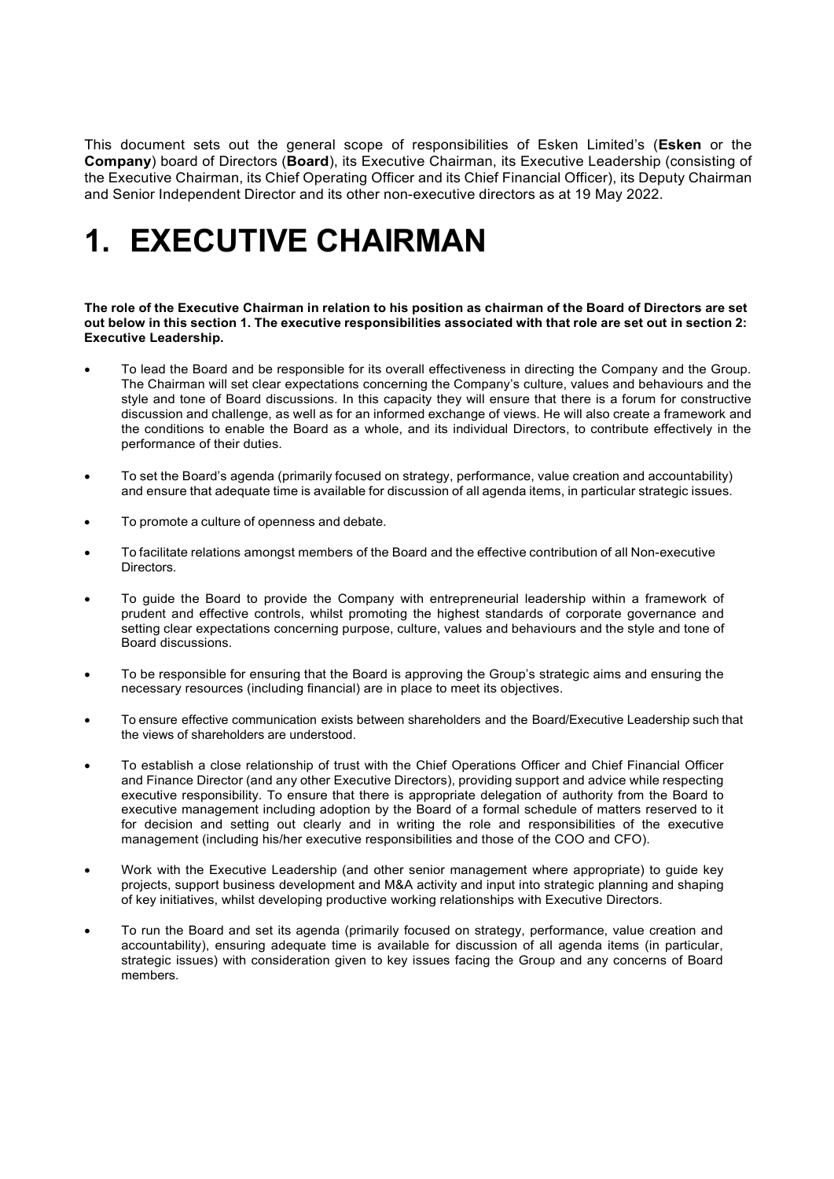This document sets out the general scope of responsibilities of Esken Limited's (**Esken** or the **Company**) board of Directors (**Board**), its Executive Chairman, its Executive Leadership (consisting of the Executive Chairman, its Chief Operating Officer and its Chief Financial Officer), its Deputy Chairman and Senior Independent Director and its other non-executive directors as at 19 May 2022.

# 1. EXECUTIVE CHAIRMAN

**The role of the Executive Chairman in relation to his position as chairman of the Board of Directors are set out below in this section 1. The executive responsibilities associated with that role are set out in section 2: Executive Leadership.**

- To lead the Board and be responsible for its overall effectiveness in directing the Company and the Group. The Chairman will set clear expectations concerning the Company's culture, values and behaviours and the style and tone of Board discussions. In this capacity they will ensure that there is a forum for constructive discussion and challenge, as well as for an informed exchange of views. He will also create a framework and the conditions to enable the Board as a whole, and its individual Directors, to contribute effectively in the performance of their duties.
- To set the Board's agenda (primarily focused on strategy, performance, value creation and accountability) and ensure that adequate time is available for discussion of all agenda items, in particular strategic issues.
- To promote a culture of openness and debate.
- To facilitate relations amongst members of the Board and the effective contribution of all Non-executive Directors.
- To guide the Board to provide the Company with entrepreneurial leadership within a framework of prudent and effective controls, whilst promoting the highest standards of corporate governance and setting clear expectations concerning purpose, culture, values and behaviours and the style and tone of Board discussions.
- To be responsible for ensuring that the Board is approving the Group's strategic aims and ensuring the necessary resources (including financial) are in place to meet its objectives.
- To ensure effective communication exists between shareholders and the Board/Executive Leadership such that the views of shareholders are understood.
- To establish a close relationship of trust with the Chief Operations Officer and Chief Financial Officer and Finance Director (and any other Executive Directors), providing support and advice while respecting executive responsibility. To ensure that there is appropriate delegation of authority from the Board to executive management including adoption by the Board of a formal schedule of matters reserved to it for decision and setting out clearly and in writing the role and responsibilities of the executive management (including his/her executive responsibilities and those of the COO and CFO).
- Work with the Executive Leadership (and other senior management where appropriate) to guide key projects, support business development and M&A activity and input into strategic planning and shaping of key initiatives, whilst developing productive working relationships with Executive Directors.
- To run the Board and set its agenda (primarily focused on strategy, performance, value creation and accountability), ensuring adequate time is available for discussion of all agenda items (in particular, strategic issues) with consideration given to key issues facing the Group and any concerns of Board members.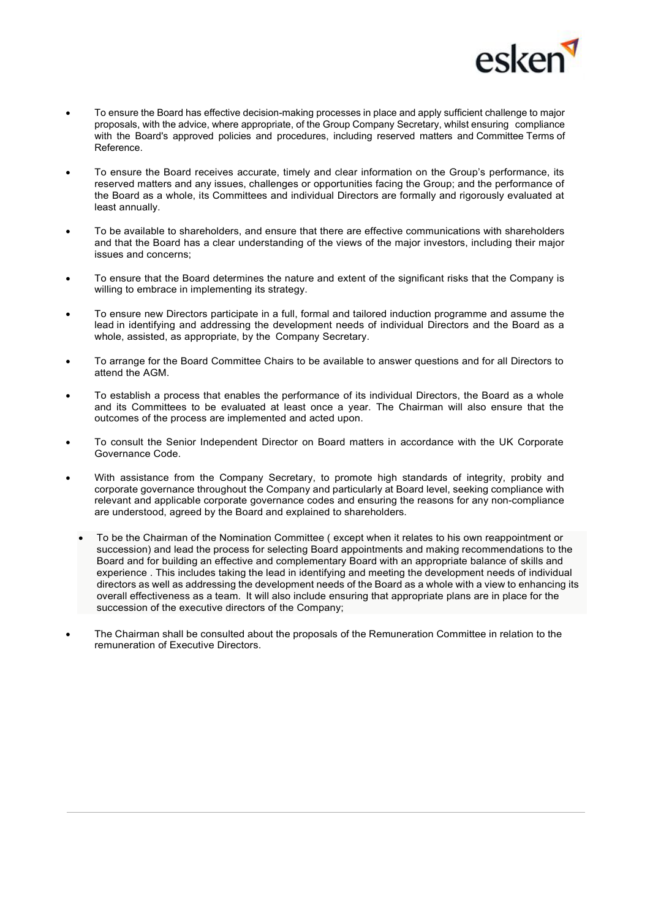- To ensure the Board has effective decision-making processes in place and apply sufficient challenge to major proposals, with the advice, where appropriate, of the Group Company Secretary, whilst ensuring compliance with the Board's approved policies and procedures, including reserved matters and Committee Terms of Reference.

- To ensure the Board receives accurate, timely and clear information on the Group's performance, its reserved matters and any issues, challenges or opportunities facing the Group; and the performance of the Board as a whole, its Committees and individual Directors are formally and rigorously evaluated at least annually.

- To be available to shareholders, and ensure that there are effective communications with shareholders and that the Board has a clear understanding of the views of the major investors, including their major issues and concerns;

- To ensure that the Board determines the nature and extent of the significant risks that the Company is willing to embrace in implementing its strategy.

- To ensure new Directors participate in a full, formal and tailored induction programme and assume the lead in identifying and addressing the development needs of individual Directors and the Board as a whole, assisted, as appropriate, by the Company Secretary.

- To arrange for the Board Committee Chairs to be available to answer questions and for all Directors to attend the AGM.

- To establish a process that enables the performance of its individual Directors, the Board as a whole and its Committees to be evaluated at least once a year. The Chairman will also ensure that the outcomes of the process are implemented and acted upon.

- To consult the Senior Independent Director on Board matters in accordance with the UK Corporate Governance Code.

- With assistance from the Company Secretary, to promote high standards of integrity, probity and corporate governance throughout the Company and particularly at Board level, seeking compliance with relevant and applicable corporate governance codes and ensuring the reasons for any non-compliance are understood, agreed by the Board and explained to shareholders.

- To be the Chairman of the Nomination Committee ( except when it relates to his own reappointment or succession) and lead the process for selecting Board appointments and making recommendations to the Board and for building an effective and complementary Board with an appropriate balance of skills and experience . This includes taking the lead in identifying and meeting the development needs of individual directors as well as addressing the development needs of the Board as a whole with a view to enhancing its overall effectiveness as a team. It will also include ensuring that appropriate plans are in place for the succession of the executive directors of the Company;

- The Chairman shall be consulted about the proposals of the Remuneration Committee in relation to the remuneration of Executive Directors.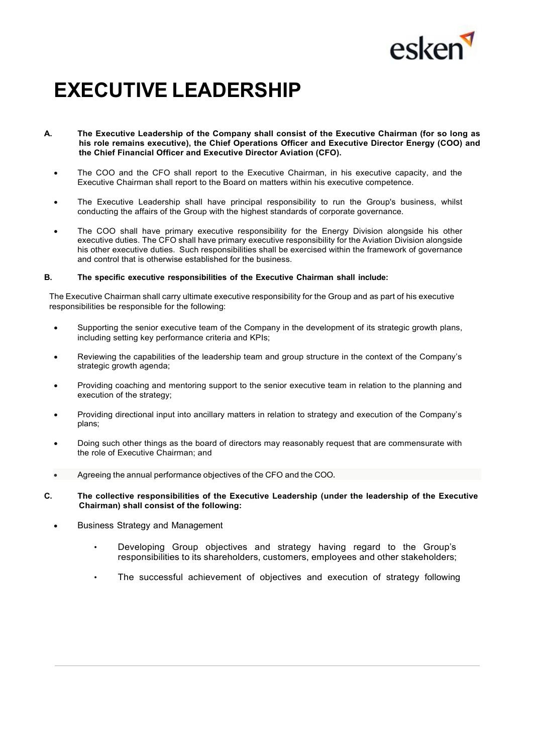# EXECUTIVE LEADERSHIP

**A. The Executive Leadership of the Company shall consist of the Executive Chairman (for so long as his role remains executive), the Chief Operations Officer and Executive Director Energy (COO) and the Chief Financial Officer and Executive Director Aviation (CFO).**

- The COO and the CFO shall report to the Executive Chairman, in his executive capacity, and the Executive Chairman shall report to the Board on matters within his executive competence.
- The Executive Leadership shall have principal responsibility to run the Group's business, whilst conducting the affairs of the Group with the highest standards of corporate governance.
- The COO shall have primary executive responsibility for the Energy Division alongside his other executive duties. The CFO shall have primary executive responsibility for the Aviation Division alongside his other executive duties. Such responsibilities shall be exercised within the framework of governance and control that is otherwise established for the business.

**B. The specific executive responsibilities of the Executive Chairman shall include:**

The Executive Chairman shall carry ultimate executive responsibility for the Group and as part of his executive responsibilities be responsible for the following:

- Supporting the senior executive team of the Company in the development of its strategic growth plans, including setting key performance criteria and KPIs;
- Reviewing the capabilities of the leadership team and group structure in the context of the Company's strategic growth agenda;
- Providing coaching and mentoring support to the senior executive team in relation to the planning and execution of the strategy;
- Providing directional input into ancillary matters in relation to strategy and execution of the Company's plans;
- Doing such other things as the board of directors may reasonably request that are commensurate with the role of Executive Chairman; and
- Agreeing the annual performance objectives of the CFO and the COO.

**C. The collective responsibilities of the Executive Leadership (under the leadership of the Executive Chairman) shall consist of the following:**

- Business Strategy and Management
  - Developing Group objectives and strategy having regard to the Group's responsibilities to its shareholders, customers, employees and other stakeholders;
  - The successful achievement of objectives and execution of strategy following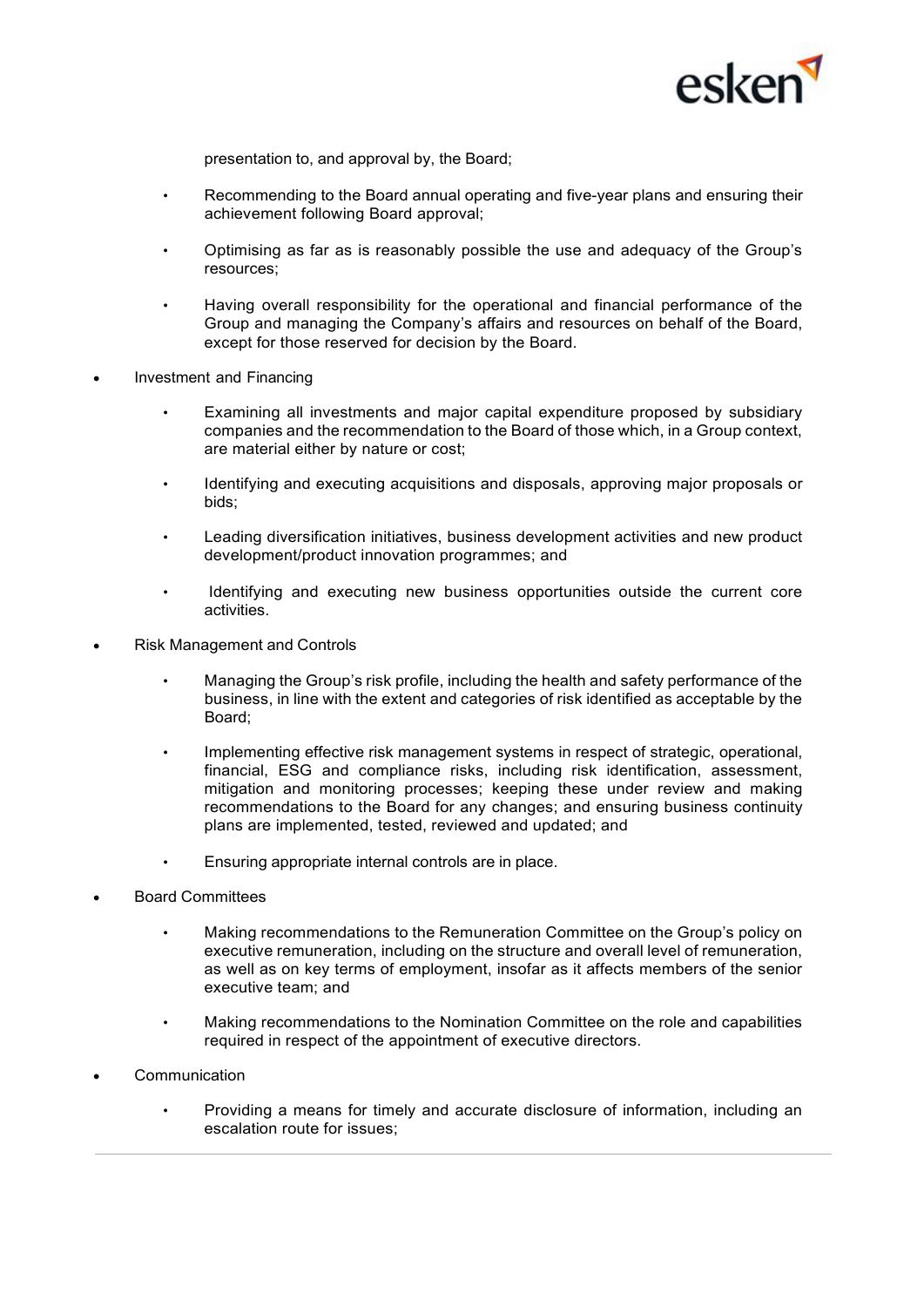presentation to, and approval by, the Board;

- Recommending to the Board annual operating and five-year plans and ensuring their achievement following Board approval;
- Optimising as far as is reasonably possible the use and adequacy of the Group's resources;
- Having overall responsibility for the operational and financial performance of the Group and managing the Company's affairs and resources on behalf of the Board, except for those reserved for decision by the Board.

- Investment and Financing
  - Examining all investments and major capital expenditure proposed by subsidiary companies and the recommendation to the Board of those which, in a Group context, are material either by nature or cost;
  - Identifying and executing acquisitions and disposals, approving major proposals or bids;
  - Leading diversification initiatives, business development activities and new product development/product innovation programmes; and
  - Identifying and executing new business opportunities outside the current core activities.
- Risk Management and Controls
  - Managing the Group's risk profile, including the health and safety performance of the business, in line with the extent and categories of risk identified as acceptable by the Board;
  - Implementing effective risk management systems in respect of strategic, operational, financial, ESG and compliance risks, including risk identification, assessment, mitigation and monitoring processes; keeping these under review and making recommendations to the Board for any changes; and ensuring business continuity plans are implemented, tested, reviewed and updated; and
  - Ensuring appropriate internal controls are in place.
- Board Committees
  - Making recommendations to the Remuneration Committee on the Group's policy on executive remuneration, including on the structure and overall level of remuneration, as well as on key terms of employment, insofar as it affects members of the senior executive team; and
  - Making recommendations to the Nomination Committee on the role and capabilities required in respect of the appointment of executive directors.
- Communication
  - Providing a means for timely and accurate disclosure of information, including an escalation route for issues;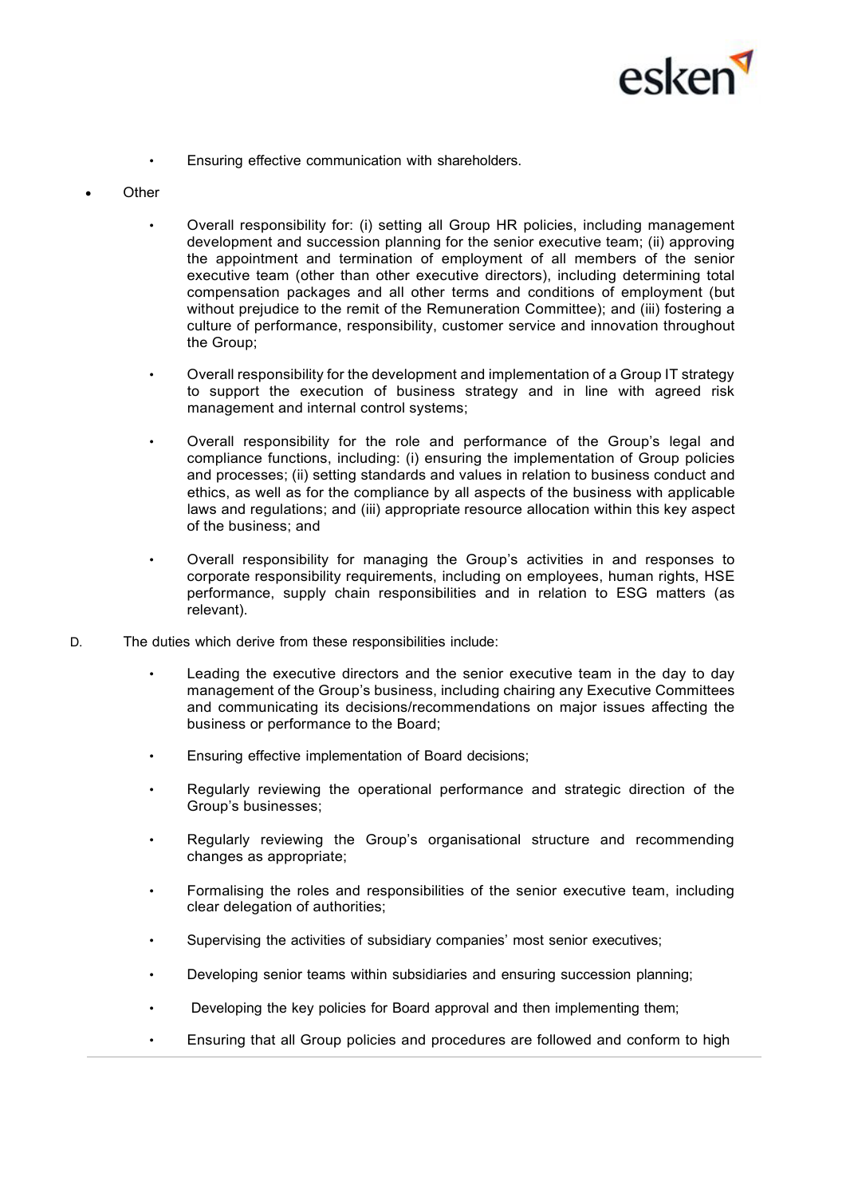- Ensuring effective communication with shareholders.

- Other

  - Overall responsibility for: (i) setting all Group HR policies, including management development and succession planning for the senior executive team; (ii) approving the appointment and termination of employment of all members of the senior executive team (other than other executive directors), including determining total compensation packages and all other terms and conditions of employment (but without prejudice to the remit of the Remuneration Committee); and (iii) fostering a culture of performance, responsibility, customer service and innovation throughout the Group;

  - Overall responsibility for the development and implementation of a Group IT strategy to support the execution of business strategy and in line with agreed risk management and internal control systems;

  - Overall responsibility for the role and performance of the Group's legal and compliance functions, including: (i) ensuring the implementation of Group policies and processes; (ii) setting standards and values in relation to business conduct and ethics, as well as for the compliance by all aspects of the business with applicable laws and regulations; and (iii) appropriate resource allocation within this key aspect of the business; and

  - Overall responsibility for managing the Group's activities in and responses to corporate responsibility requirements, including on employees, human rights, HSE performance, supply chain responsibilities and in relation to ESG matters (as relevant).

D. The duties which derive from these responsibilities include:

  - Leading the executive directors and the senior executive team in the day to day management of the Group's business, including chairing any Executive Committees and communicating its decisions/recommendations on major issues affecting the business or performance to the Board;

  - Ensuring effective implementation of Board decisions;

  - Regularly reviewing the operational performance and strategic direction of the Group's businesses;

  - Regularly reviewing the Group's organisational structure and recommending changes as appropriate;

  - Formalising the roles and responsibilities of the senior executive team, including clear delegation of authorities;

  - Supervising the activities of subsidiary companies' most senior executives;

  - Developing senior teams within subsidiaries and ensuring succession planning;

  - Developing the key policies for Board approval and then implementing them;

  - Ensuring that all Group policies and procedures are followed and conform to high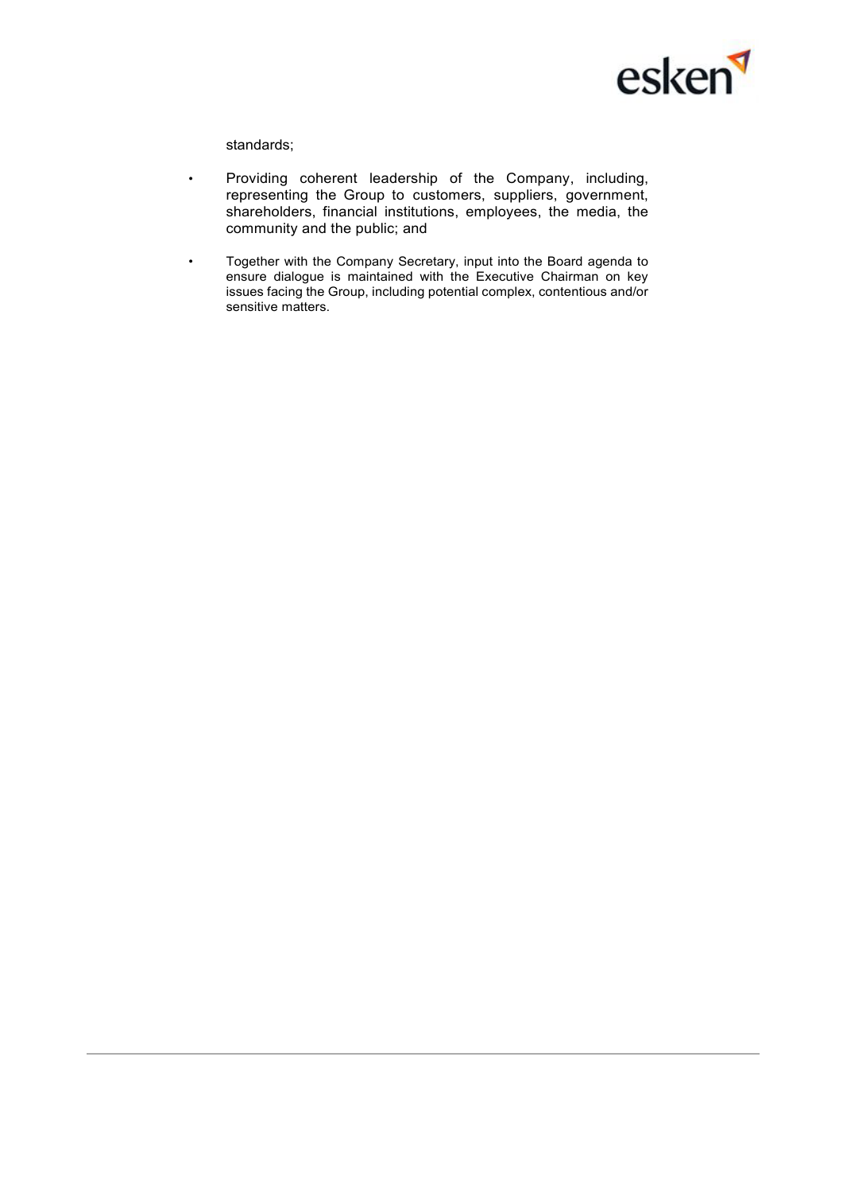standards;

- Providing coherent leadership of the Company, including, representing the Group to customers, suppliers, government, shareholders, financial institutions, employees, the media, the community and the public; and
- Together with the Company Secretary, input into the Board agenda to ensure dialogue is maintained with the Executive Chairman on key issues facing the Group, including potential complex, contentious and/or sensitive matters.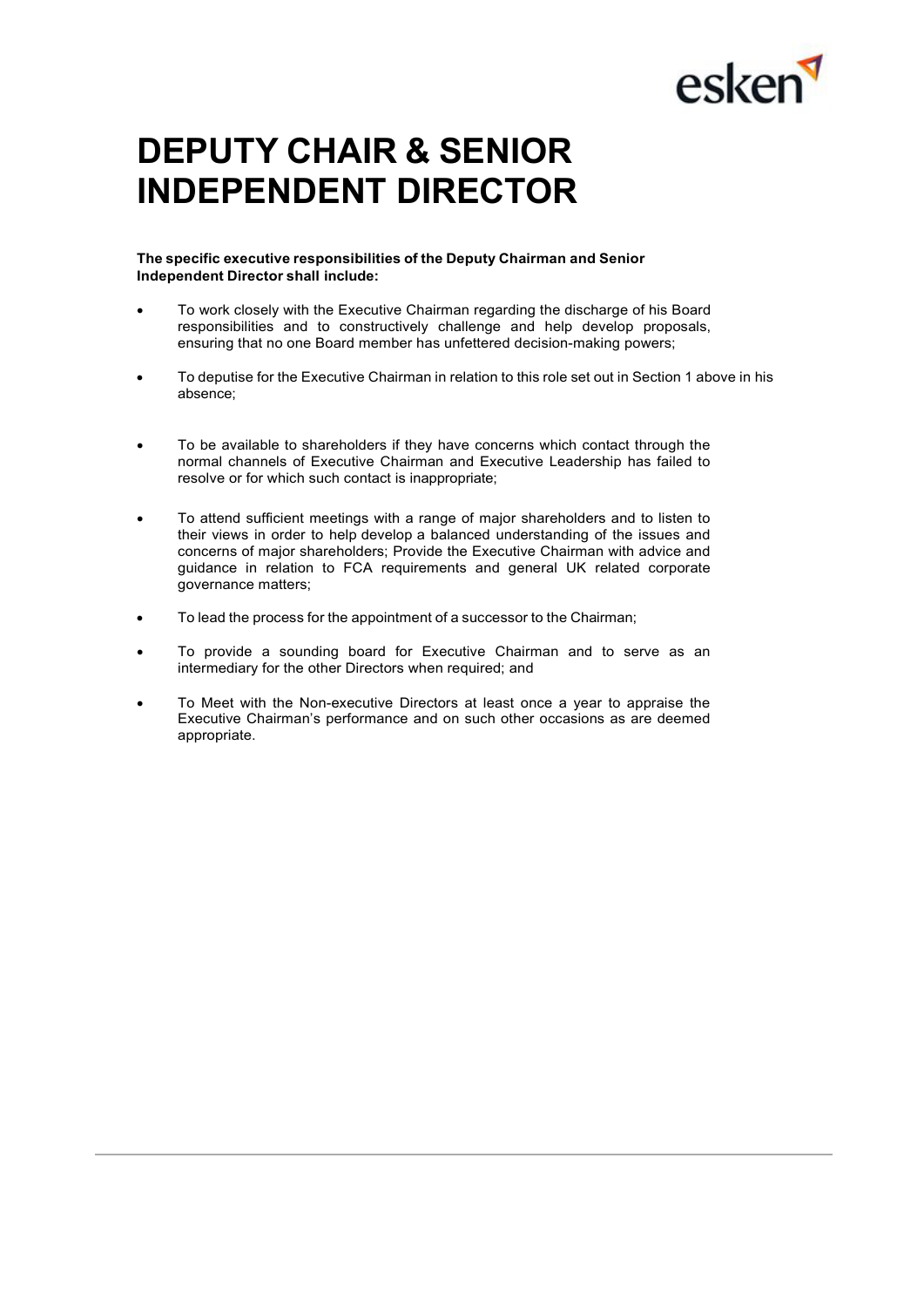# DEPUTY CHAIR & SENIOR INDEPENDENT DIRECTOR

**The specific executive responsibilities of the Deputy Chairman and Senior Independent Director shall include:**

- To work closely with the Executive Chairman regarding the discharge of his Board responsibilities and to constructively challenge and help develop proposals, ensuring that no one Board member has unfettered decision-making powers;
- To deputise for the Executive Chairman in relation to this role set out in Section 1 above in his absence;
- To be available to shareholders if they have concerns which contact through the normal channels of Executive Chairman and Executive Leadership has failed to resolve or for which such contact is inappropriate;
- To attend sufficient meetings with a range of major shareholders and to listen to their views in order to help develop a balanced understanding of the issues and concerns of major shareholders; Provide the Executive Chairman with advice and guidance in relation to FCA requirements and general UK related corporate governance matters;
- To lead the process for the appointment of a successor to the Chairman;
- To provide a sounding board for Executive Chairman and to serve as an intermediary for the other Directors when required; and
- To Meet with the Non-executive Directors at least once a year to appraise the Executive Chairman's performance and on such other occasions as are deemed appropriate.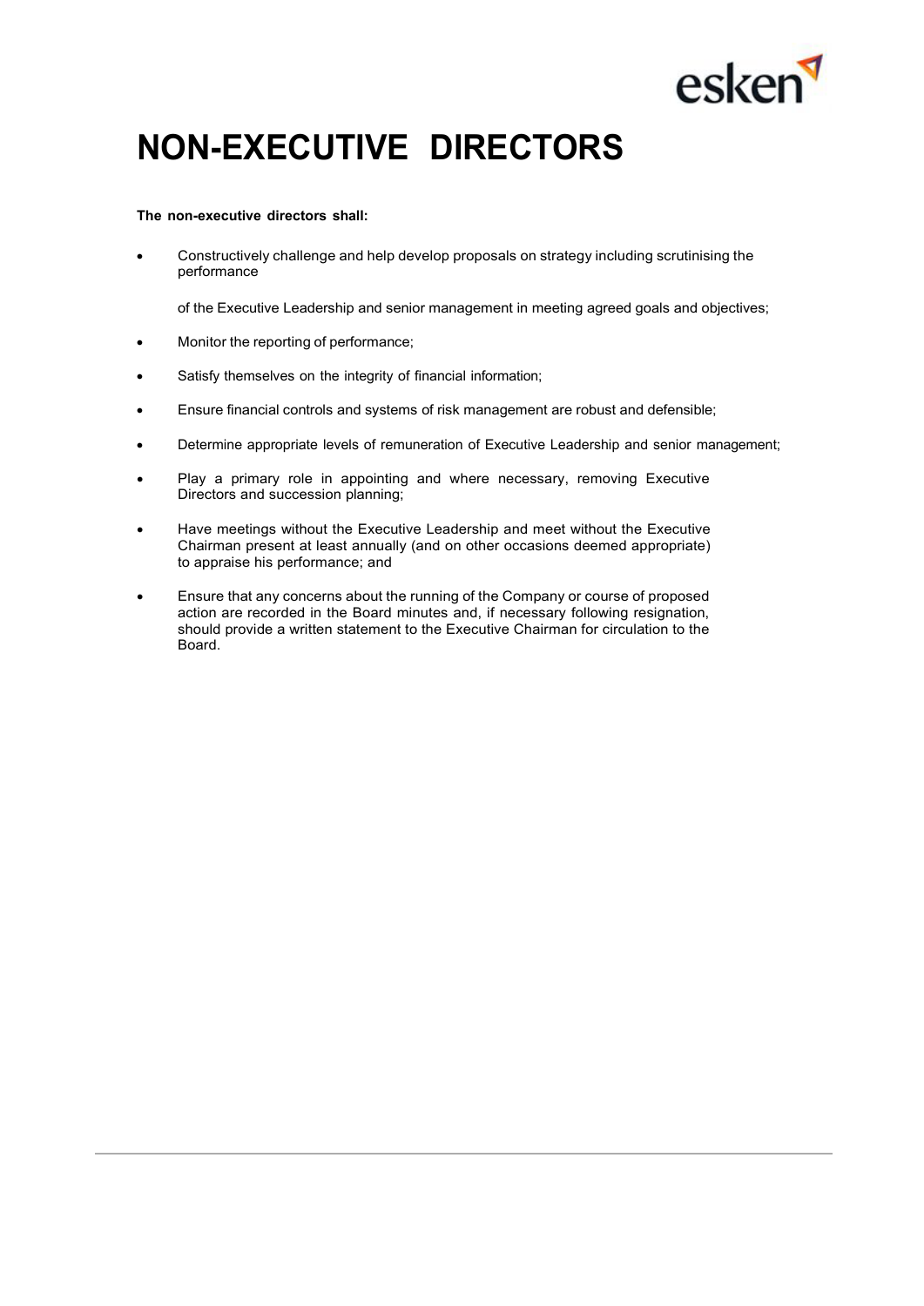# NON-EXECUTIVE DIRECTORS

**The non-executive directors shall:**

- Constructively challenge and help develop proposals on strategy including scrutinising the performance

  of the Executive Leadership and senior management in meeting agreed goals and objectives;

- Monitor the reporting of performance;
- Satisfy themselves on the integrity of financial information;
- Ensure financial controls and systems of risk management are robust and defensible;
- Determine appropriate levels of remuneration of Executive Leadership and senior management;
- Play a primary role in appointing and where necessary, removing Executive Directors and succession planning;
- Have meetings without the Executive Leadership and meet without the Executive Chairman present at least annually (and on other occasions deemed appropriate) to appraise his performance; and
- Ensure that any concerns about the running of the Company or course of proposed action are recorded in the Board minutes and, if necessary following resignation, should provide a written statement to the Executive Chairman for circulation to the Board.